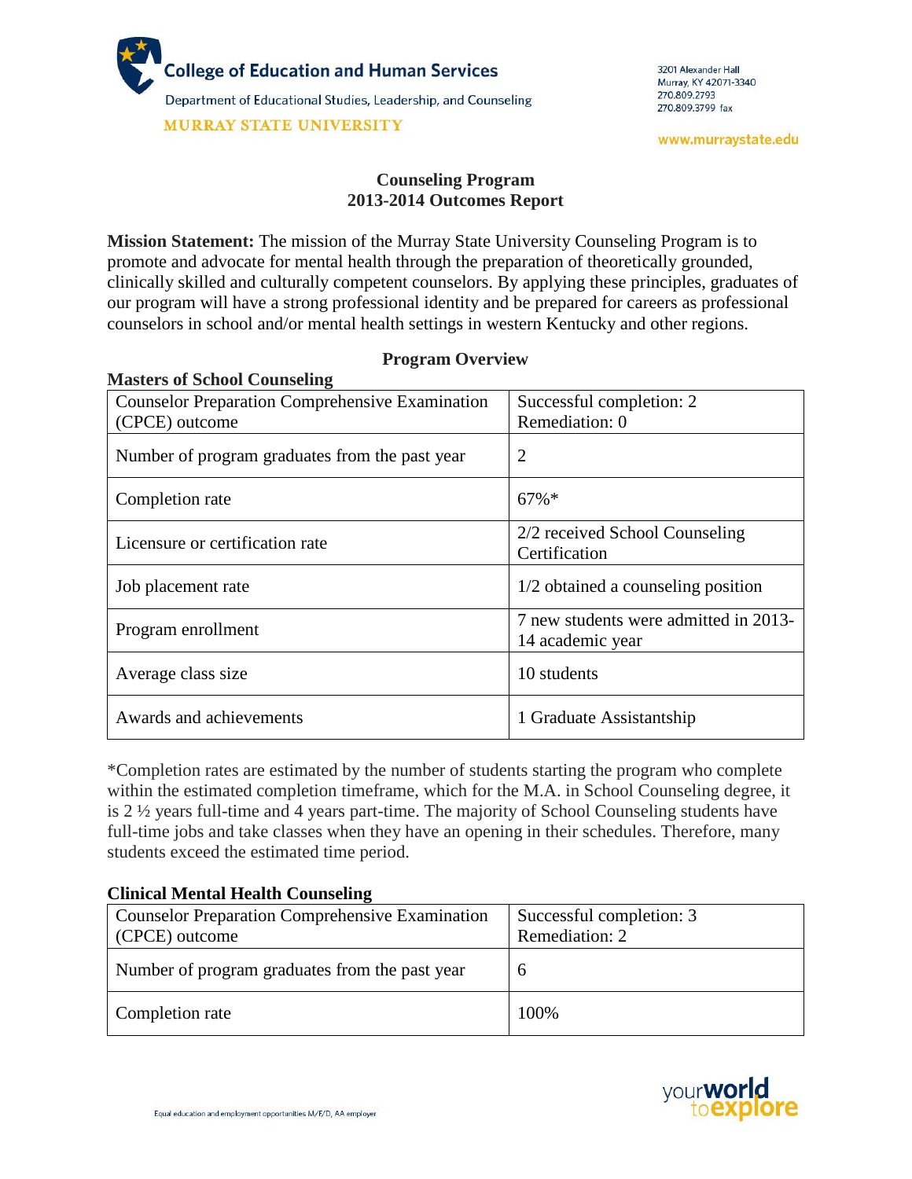College of Education and Human Services
Department of Educational Studies, Leadership, and Counseling
MURRAY STATE UNIVERSITY

3201 Alexander Hall
Murray, KY 42071-3340
270.809.2793
270.809.3799 fax

www.murraystate.edu

# Counseling Program
# 2013-2014 Outcomes Report

**Mission Statement:** The mission of the Murray State University Counseling Program is to promote and advocate for mental health through the preparation of theoretically grounded, clinically skilled and culturally competent counselors. By applying these principles, graduates of our program will have a strong professional identity and be prepared for careers as professional counselors in school and/or mental health settings in western Kentucky and other regions.

## Program Overview

### Masters of School Counseling

| | |
|---|---|
| Counselor Preparation Comprehensive Examination (CPCE) outcome | Successful completion: 2<br>Remediation: 0 |
| Number of program graduates from the past year | 2 |
| Completion rate | 67%* |
| Licensure or certification rate | 2/2 received School Counseling Certification |
| Job placement rate | 1/2 obtained a counseling position |
| Program enrollment | 7 new students were admitted in 2013-14 academic year |
| Average class size | 10 students |
| Awards and achievements | 1 Graduate Assistantship |

*Completion rates are estimated by the number of students starting the program who complete within the estimated completion timeframe, which for the M.A. in School Counseling degree, it is 2 ½ years full-time and 4 years part-time. The majority of School Counseling students have full-time jobs and take classes when they have an opening in their schedules. Therefore, many students exceed the estimated time period.

### Clinical Mental Health Counseling

| | |
|---|---|
| Counselor Preparation Comprehensive Examination (CPCE) outcome | Successful completion: 3<br>Remediation: 2 |
| Number of program graduates from the past year | 6 |
| Completion rate | 100% |

Equal education and employment opportunities M/F/D, AA employer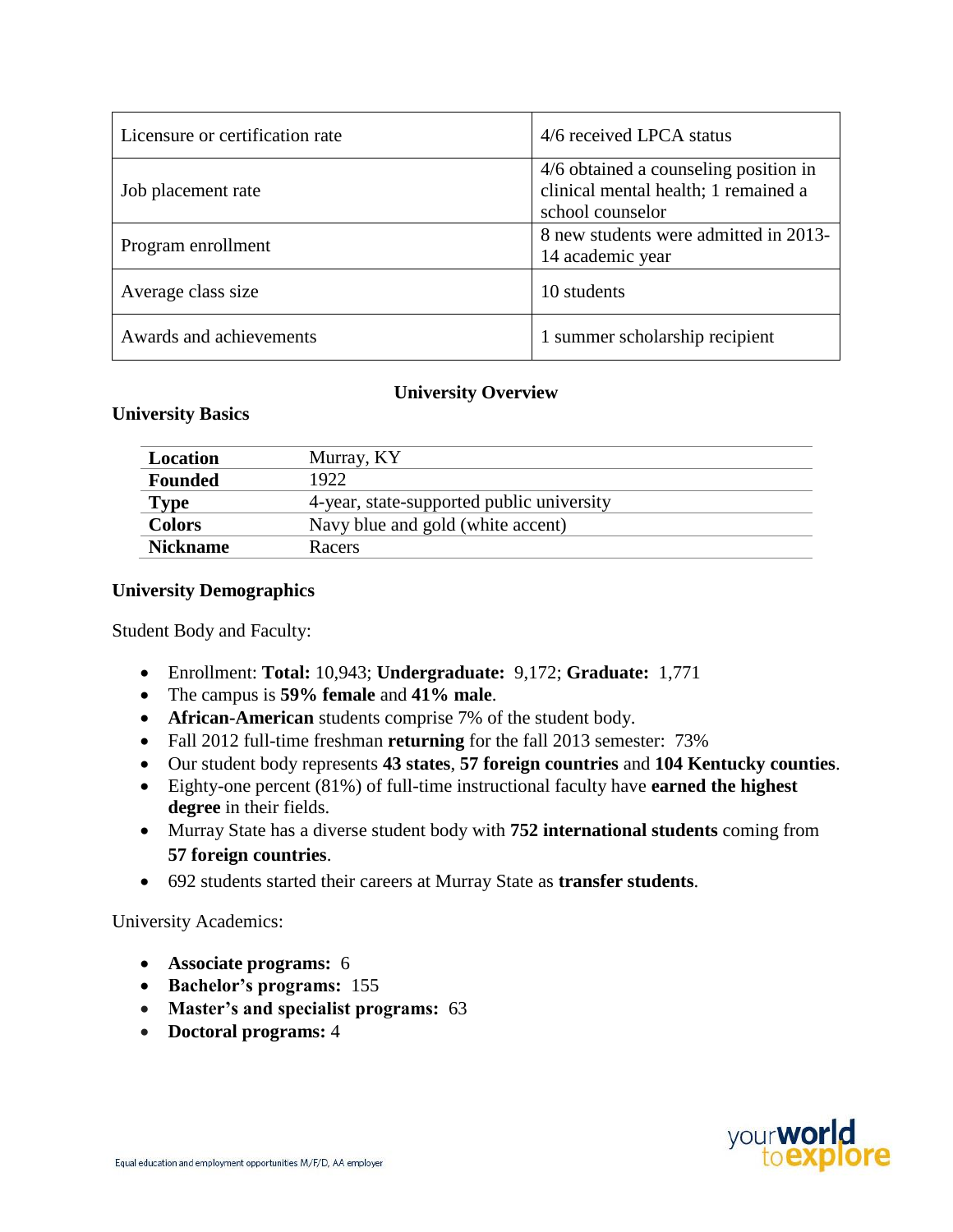| | |
|---|---|
| Licensure or certification rate | 4/6 received LPCA status |
| Job placement rate | 4/6 obtained a counseling position in clinical mental health; 1 remained a school counselor |
| Program enrollment | 8 new students were admitted in 2013-14 academic year |
| Average class size | 10 students |
| Awards and achievements | 1 summer scholarship recipient |

## University Overview

### University Basics

| | |
|---|---|
| **Location** | Murray, KY |
| **Founded** | 1922 |
| **Type** | 4-year, state-supported public university |
| **Colors** | Navy blue and gold (white accent) |
| **Nickname** | Racers |

### University Demographics

Student Body and Faculty:

- Enrollment: **Total:** 10,943; **Undergraduate:** 9,172; **Graduate:** 1,771
- The campus is **59% female** and **41% male**.
- **African-American** students comprise 7% of the student body.
- Fall 2012 full-time freshman **returning** for the fall 2013 semester: 73%
- Our student body represents **43 states**, **57 foreign countries** and **104 Kentucky counties**.
- Eighty-one percent (81%) of full-time instructional faculty have **earned the highest degree** in their fields.
- Murray State has a diverse student body with **752 international students** coming from **57 foreign countries**.
- 692 students started their careers at Murray State as **transfer students**.

University Academics:

- **Associate programs:** 6
- **Bachelor's programs:** 155
- **Master's and specialist programs:** 63
- **Doctoral programs:** 4

Equal education and employment opportunities M/F/D, AA employer

your world to explore